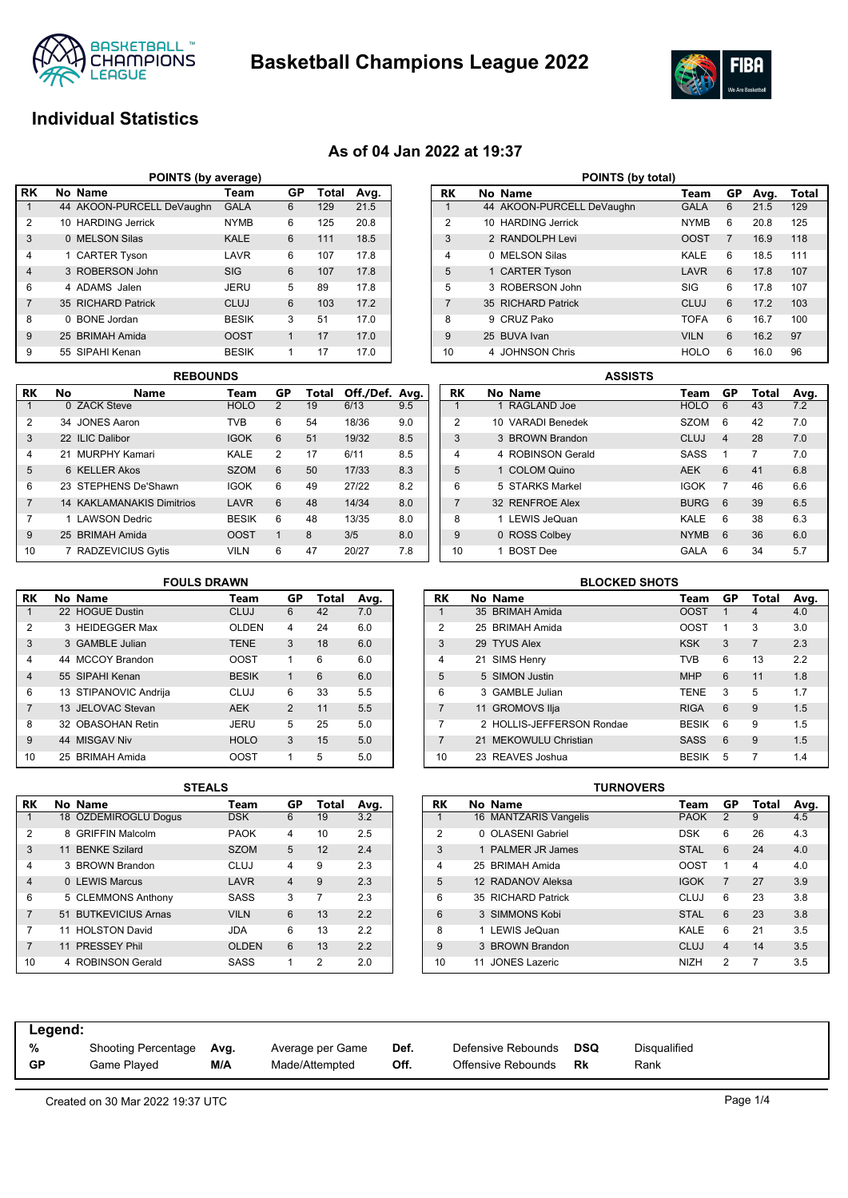# Basketball Champions League 2022

## Individual Statistics

### As of 04 Jan 2022 at 19:37

**POINTS (by average)**

| RK | No | Name | Team | GP | Total | Avg. |
|---|---|---|---|---|---|---|
| 1 | 44 | AKOON-PURCELL DeVaughn | GALA | 6 | 129 | 21.5 |
| 2 | 10 | HARDING Jerrick | NYMB | 6 | 125 | 20.8 |
| 3 | 0 | MELSON Silas | KALE | 6 | 111 | 18.5 |
| 4 | 1 | CARTER Tyson | LAVR | 6 | 107 | 17.8 |
| 4 | 3 | ROBERSON John | SIG | 6 | 107 | 17.8 |
| 6 | 4 | ADAMS Jalen | JERU | 5 | 89 | 17.8 |
| 7 | 35 | RICHARD Patrick | CLUJ | 6 | 103 | 17.2 |
| 8 | 0 | BONE Jordan | BESIK | 3 | 51 | 17.0 |
| 9 | 25 | BRIMAH Amida | OOST | 1 | 17 | 17.0 |
| 9 | 55 | SIPAHI Kenan | BESIK | 1 | 17 | 17.0 |

**POINTS (by total)**

| RK | No | Name | Team | GP | Avg. | Total |
|---|---|---|---|---|---|---|
| 1 | 44 | AKOON-PURCELL DeVaughn | GALA | 6 | 21.5 | 129 |
| 2 | 10 | HARDING Jerrick | NYMB | 6 | 20.8 | 125 |
| 3 | 2 | RANDOLPH Levi | OOST | 7 | 16.9 | 118 |
| 4 | 0 | MELSON Silas | KALE | 6 | 18.5 | 111 |
| 5 | 1 | CARTER Tyson | LAVR | 6 | 17.8 | 107 |
| 5 | 3 | ROBERSON John | SIG | 6 | 17.8 | 107 |
| 7 | 35 | RICHARD Patrick | CLUJ | 6 | 17.2 | 103 |
| 8 | 9 | CRUZ Pako | TOFA | 6 | 16.7 | 100 |
| 9 | 25 | BUVA Ivan | VILN | 6 | 16.2 | 97 |
| 10 | 4 | JOHNSON Chris | HOLO | 6 | 16.0 | 96 |

**REBOUNDS**

| RK | No | Name | Team | GP | Total | Off./Def. | Avg. |
|---|---|---|---|---|---|---|---|
| 1 | 0 | ZACK Steve | HOLO | 2 | 19 | 6/13 | 9.5 |
| 2 | 34 | JONES Aaron | TVB | 6 | 54 | 18/36 | 9.0 |
| 3 | 22 | ILIC Dalibor | IGOK | 6 | 51 | 19/32 | 8.5 |
| 4 | 21 | MURPHY Kamari | KALE | 2 | 17 | 6/11 | 8.5 |
| 5 | 6 | KELLER Akos | SZOM | 6 | 50 | 17/33 | 8.3 |
| 6 | 23 | STEPHENS De'Shawn | IGOK | 6 | 49 | 27/22 | 8.2 |
| 7 | 14 | KAKLAMANAKIS Dimitrios | LAVR | 6 | 48 | 14/34 | 8.0 |
| 7 | 1 | LAWSON Dedric | BESIK | 6 | 48 | 13/35 | 8.0 |
| 9 | 25 | BRIMAH Amida | OOST | 1 | 8 | 3/5 | 8.0 |
| 10 | 7 | RADZEVICIUS Gytis | VILN | 6 | 47 | 20/27 | 7.8 |

**ASSISTS**

| RK | No | Name | Team | GP | Total | Avg. |
|---|---|---|---|---|---|---|
| 1 | 1 | RAGLAND Joe | HOLO | 6 | 43 | 7.2 |
| 2 | 10 | VARADI Benedek | SZOM | 6 | 42 | 7.0 |
| 3 | 3 | BROWN Brandon | CLUJ | 4 | 28 | 7.0 |
| 4 | 4 | ROBINSON Gerald | SASS | 1 | 7 | 7.0 |
| 5 | 1 | COLOM Quino | AEK | 6 | 41 | 6.8 |
| 6 | 5 | STARKS Markel | IGOK | 7 | 46 | 6.6 |
| 7 | 32 | RENFROE Alex | BURG | 6 | 39 | 6.5 |
| 8 | 1 | LEWIS JeQuan | KALE | 6 | 38 | 6.3 |
| 9 | 0 | ROSS Colbey | NYMB | 6 | 36 | 6.0 |
| 10 | 1 | BOST Dee | GALA | 6 | 34 | 5.7 |

**FOULS DRAWN**

| RK | No | Name | Team | GP | Total | Avg. |
|---|---|---|---|---|---|---|
| 1 | 22 | HOGUE Dustin | CLUJ | 6 | 42 | 7.0 |
| 2 | 3 | HEIDEGGER Max | OLDEN | 4 | 24 | 6.0 |
| 3 | 3 | GAMBLE Julian | TENE | 3 | 18 | 6.0 |
| 4 | 44 | MCCOY Brandon | OOST | 1 | 6 | 6.0 |
| 4 | 55 | SIPAHI Kenan | BESIK | 1 | 6 | 6.0 |
| 6 | 13 | STIPANOVIC Andrija | CLUJ | 6 | 33 | 5.5 |
| 7 | 13 | JELOVAC Stevan | AEK | 2 | 11 | 5.5 |
| 8 | 32 | OBASOHAN Retin | JERU | 5 | 25 | 5.0 |
| 9 | 44 | MISGAV Niv | HOLO | 3 | 15 | 5.0 |
| 10 | 25 | BRIMAH Amida | OOST | 1 | 5 | 5.0 |

**BLOCKED SHOTS**

| RK | No | Name | Team | GP | Total | Avg. |
|---|---|---|---|---|---|---|
| 1 | 35 | BRIMAH Amida | OOST | 1 | 4 | 4.0 |
| 2 | 25 | BRIMAH Amida | OOST | 1 | 3 | 3.0 |
| 3 | 29 | TYUS Alex | KSK | 3 | 7 | 2.3 |
| 4 | 21 | SIMS Henry | TVB | 6 | 13 | 2.2 |
| 5 | 5 | SIMON Justin | MHP | 6 | 11 | 1.8 |
| 6 | 3 | GAMBLE Julian | TENE | 3 | 5 | 1.7 |
| 7 | 11 | GROMOVS Ilja | RIGA | 6 | 9 | 1.5 |
| 7 | 2 | HOLLIS-JEFFERSON Rondae | BESIK | 6 | 9 | 1.5 |
| 7 | 21 | MEKOWULU Christian | SASS | 6 | 9 | 1.5 |
| 10 | 23 | REAVES Joshua | BESIK | 5 | 7 | 1.4 |

**STEALS**

| RK | No | Name | Team | GP | Total | Avg. |
|---|---|---|---|---|---|---|
| 1 | 18 | ÖZDEMIROGLU Dogus | DSK | 6 | 19 | 3.2 |
| 2 | 8 | GRIFFIN Malcolm | PAOK | 4 | 10 | 2.5 |
| 3 | 11 | BENKE Szilard | SZOM | 5 | 12 | 2.4 |
| 4 | 3 | BROWN Brandon | CLUJ | 4 | 9 | 2.3 |
| 4 | 0 | LEWIS Marcus | LAVR | 4 | 9 | 2.3 |
| 6 | 5 | CLEMMONS Anthony | SASS | 3 | 7 | 2.3 |
| 7 | 51 | BUTKEVICIUS Arnas | VILN | 6 | 13 | 2.2 |
| 7 | 11 | HOLSTON David | JDA | 6 | 13 | 2.2 |
| 7 | 11 | PRESSEY Phil | OLDEN | 6 | 13 | 2.2 |
| 10 | 4 | ROBINSON Gerald | SASS | 1 | 2 | 2.0 |

**TURNOVERS**

| RK | No | Name | Team | GP | Total | Avg. |
|---|---|---|---|---|---|---|
| 1 | 16 | MANTZARIS Vangelis | PAOK | 2 | 9 | 4.5 |
| 2 | 0 | OLASENI Gabriel | DSK | 6 | 26 | 4.3 |
| 3 | 1 | PALMER JR James | STAL | 6 | 24 | 4.0 |
| 4 | 25 | BRIMAH Amida | OOST | 1 | 4 | 4.0 |
| 5 | 12 | RADANOV Aleksa | IGOK | 7 | 27 | 3.9 |
| 6 | 35 | RICHARD Patrick | CLUJ | 6 | 23 | 3.8 |
| 6 | 3 | SIMMONS Kobi | STAL | 6 | 23 | 3.8 |
| 8 | 1 | LEWIS JeQuan | KALE | 6 | 21 | 3.5 |
| 9 | 3 | BROWN Brandon | CLUJ | 4 | 14 | 3.5 |
| 10 | 11 | JONES Lazeric | NIZH | 2 | 7 | 3.5 |

**Legend:**

| | | | | | | | |
|---|---|---|---|---|---|---|---|
| % | Shooting Percentage | Avg. | Average per Game | Def. | Defensive Rebounds | DSQ | Disqualified |
| GP | Game Played | M/A | Made/Attempted | Off. | Offensive Rebounds | Rk | Rank |

Created on 30 Mar 2022 19:37 UTC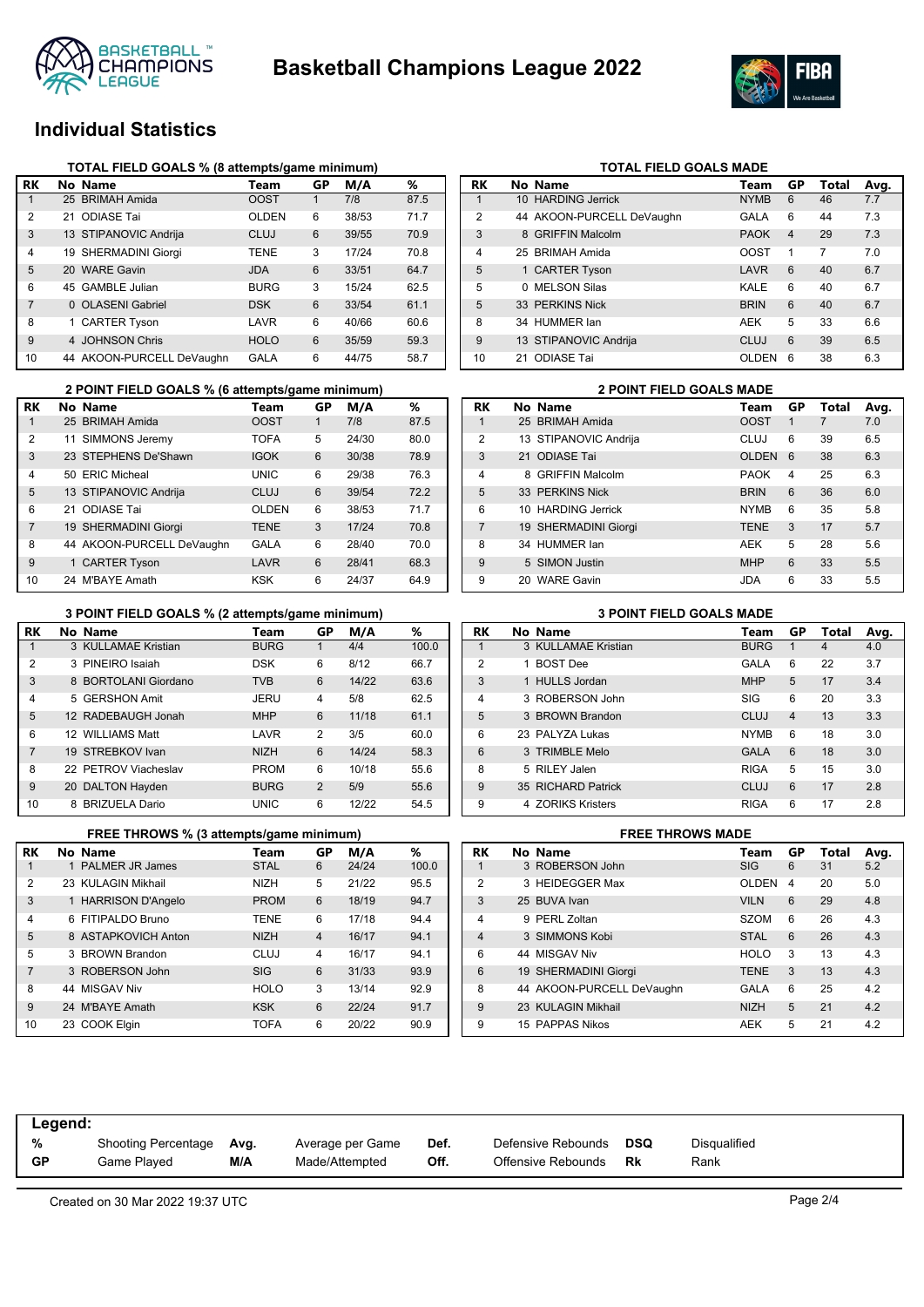# Basketball Champions League 2022

## Individual Statistics

### TOTAL FIELD GOALS % (8 attempts/game minimum)

| RK | No | Name | Team | GP | M/A | % |
|---|---|---|---|---|---|---|
| 1 | 25 | BRIMAH Amida | OOST | 1 | 7/8 | 87.5 |
| 2 | 21 | ODIASE Tai | OLDEN | 6 | 38/53 | 71.7 |
| 3 | 13 | STIPANOVIC Andrija | CLUJ | 6 | 39/55 | 70.9 |
| 4 | 19 | SHERMADINI Giorgi | TENE | 3 | 17/24 | 70.8 |
| 5 | 20 | WARE Gavin | JDA | 6 | 33/51 | 64.7 |
| 6 | 45 | GAMBLE Julian | BURG | 3 | 15/24 | 62.5 |
| 7 | 0 | OLASENI Gabriel | DSK | 6 | 33/54 | 61.1 |
| 8 | 1 | CARTER Tyson | LAVR | 6 | 40/66 | 60.6 |
| 9 | 4 | JOHNSON Chris | HOLO | 6 | 35/59 | 59.3 |
| 10 | 44 | AKOON-PURCELL DeVaughn | GALA | 6 | 44/75 | 58.7 |

### TOTAL FIELD GOALS MADE

| RK | No | Name | Team | GP | Total | Avg. |
|---|---|---|---|---|---|---|
| 1 | 10 | HARDING Jerrick | NYMB | 6 | 46 | 7.7 |
| 2 | 44 | AKOON-PURCELL DeVaughn | GALA | 6 | 44 | 7.3 |
| 3 | 8 | GRIFFIN Malcolm | PAOK | 4 | 29 | 7.3 |
| 4 | 25 | BRIMAH Amida | OOST | 1 | 7 | 7.0 |
| 5 | 1 | CARTER Tyson | LAVR | 6 | 40 | 6.7 |
| 5 | 0 | MELSON Silas | KALE | 6 | 40 | 6.7 |
| 5 | 33 | PERKINS Nick | BRIN | 6 | 40 | 6.7 |
| 8 | 34 | HUMMER Ian | AEK | 5 | 33 | 6.6 |
| 9 | 13 | STIPANOVIC Andrija | CLUJ | 6 | 39 | 6.5 |
| 10 | 21 | ODIASE Tai | OLDEN | 6 | 38 | 6.3 |

### 2 POINT FIELD GOALS % (6 attempts/game minimum)

| RK | No | Name | Team | GP | M/A | % |
|---|---|---|---|---|---|---|
| 1 | 25 | BRIMAH Amida | OOST | 1 | 7/8 | 87.5 |
| 2 | 11 | SIMMONS Jeremy | TOFA | 5 | 24/30 | 80.0 |
| 3 | 23 | STEPHENS De'Shawn | IGOK | 6 | 30/38 | 78.9 |
| 4 | 50 | ERIC Micheal | UNIC | 6 | 29/38 | 76.3 |
| 5 | 13 | STIPANOVIC Andrija | CLUJ | 6 | 39/54 | 72.2 |
| 6 | 21 | ODIASE Tai | OLDEN | 6 | 38/53 | 71.7 |
| 7 | 19 | SHERMADINI Giorgi | TENE | 3 | 17/24 | 70.8 |
| 8 | 44 | AKOON-PURCELL DeVaughn | GALA | 6 | 28/40 | 70.0 |
| 9 | 1 | CARTER Tyson | LAVR | 6 | 28/41 | 68.3 |
| 10 | 24 | M'BAYE Amath | KSK | 6 | 24/37 | 64.9 |

### 2 POINT FIELD GOALS MADE

| RK | No | Name | Team | GP | Total | Avg. |
|---|---|---|---|---|---|---|
| 1 | 25 | BRIMAH Amida | OOST | 1 | 7 | 7.0 |
| 2 | 13 | STIPANOVIC Andrija | CLUJ | 6 | 39 | 6.5 |
| 3 | 21 | ODIASE Tai | OLDEN | 6 | 38 | 6.3 |
| 4 | 8 | GRIFFIN Malcolm | PAOK | 4 | 25 | 6.3 |
| 5 | 33 | PERKINS Nick | BRIN | 6 | 36 | 6.0 |
| 6 | 10 | HARDING Jerrick | NYMB | 6 | 35 | 5.8 |
| 7 | 19 | SHERMADINI Giorgi | TENE | 3 | 17 | 5.7 |
| 8 | 34 | HUMMER Ian | AEK | 5 | 28 | 5.6 |
| 9 | 5 | SIMON Justin | MHP | 6 | 33 | 5.5 |
| 9 | 20 | WARE Gavin | JDA | 6 | 33 | 5.5 |

### 3 POINT FIELD GOALS % (2 attempts/game minimum)

| RK | No | Name | Team | GP | M/A | % |
|---|---|---|---|---|---|---|
| 1 | 3 | KULLAMAE Kristian | BURG | 1 | 4/4 | 100.0 |
| 2 | 3 | PINEIRO Isaiah | DSK | 6 | 8/12 | 66.7 |
| 3 | 8 | BORTOLANI Giordano | TVB | 6 | 14/22 | 63.6 |
| 4 | 5 | GERSHON Amit | JERU | 4 | 5/8 | 62.5 |
| 5 | 12 | RADEBAUGH Jonah | MHP | 6 | 11/18 | 61.1 |
| 6 | 12 | WILLIAMS Matt | LAVR | 2 | 3/5 | 60.0 |
| 7 | 19 | STREBKOV Ivan | NIZH | 6 | 14/24 | 58.3 |
| 8 | 22 | PETROV Viacheslav | PROM | 6 | 10/18 | 55.6 |
| 9 | 20 | DALTON Hayden | BURG | 2 | 5/9 | 55.6 |
| 10 | 8 | BRIZUELA Dario | UNIC | 6 | 12/22 | 54.5 |

### 3 POINT FIELD GOALS MADE

| RK | No | Name | Team | GP | Total | Avg. |
|---|---|---|---|---|---|---|
| 1 | 3 | KULLAMAE Kristian | BURG | 1 | 4 | 4.0 |
| 2 | 1 | BOST Dee | GALA | 6 | 22 | 3.7 |
| 3 | 1 | HULLS Jordan | MHP | 5 | 17 | 3.4 |
| 4 | 3 | ROBERSON John | SIG | 6 | 20 | 3.3 |
| 5 | 3 | BROWN Brandon | CLUJ | 4 | 13 | 3.3 |
| 6 | 23 | PALYZA Lukas | NYMB | 6 | 18 | 3.0 |
| 6 | 3 | TRIMBLE Melo | GALA | 6 | 18 | 3.0 |
| 8 | 5 | RILEY Jalen | RIGA | 5 | 15 | 3.0 |
| 9 | 35 | RICHARD Patrick | CLUJ | 6 | 17 | 2.8 |
| 9 | 4 | ZORIKS Kristers | RIGA | 6 | 17 | 2.8 |

### FREE THROWS % (3 attempts/game minimum)

| RK | No | Name | Team | GP | M/A | % |
|---|---|---|---|---|---|---|
| 1 | 1 | PALMER JR James | STAL | 6 | 24/24 | 100.0 |
| 2 | 23 | KULAGIN Mikhail | NIZH | 5 | 21/22 | 95.5 |
| 3 | 1 | HARRISON D'Angelo | PROM | 6 | 18/19 | 94.7 |
| 4 | 6 | FITIPALDO Bruno | TENE | 6 | 17/18 | 94.4 |
| 5 | 8 | ASTAPKOVICH Anton | NIZH | 4 | 16/17 | 94.1 |
| 5 | 3 | BROWN Brandon | CLUJ | 4 | 16/17 | 94.1 |
| 7 | 3 | ROBERSON John | SIG | 6 | 31/33 | 93.9 |
| 8 | 44 | MISGAV Niv | HOLO | 3 | 13/14 | 92.9 |
| 9 | 24 | M'BAYE Amath | KSK | 6 | 22/24 | 91.7 |
| 10 | 23 | COOK Elgin | TOFA | 6 | 20/22 | 90.9 |

### FREE THROWS MADE

| RK | No | Name | Team | GP | Total | Avg. |
|---|---|---|---|---|---|---|
| 1 | 3 | ROBERSON John | SIG | 6 | 31 | 5.2 |
| 2 | 3 | HEIDEGGER Max | OLDEN | 4 | 20 | 5.0 |
| 3 | 25 | BUVA Ivan | VILN | 6 | 29 | 4.8 |
| 4 | 9 | PERL Zoltan | SZOM | 6 | 26 | 4.3 |
| 4 | 3 | SIMMONS Kobi | STAL | 6 | 26 | 4.3 |
| 6 | 44 | MISGAV Niv | HOLO | 3 | 13 | 4.3 |
| 6 | 19 | SHERMADINI Giorgi | TENE | 3 | 13 | 4.3 |
| 8 | 44 | AKOON-PURCELL DeVaughn | GALA | 6 | 25 | 4.2 |
| 9 | 23 | KULAGIN Mikhail | NIZH | 5 | 21 | 4.2 |
| 9 | 15 | PAPPAS Nikos | AEK | 5 | 21 | 4.2 |

**Legend:**

| | | | | | | | |
|---|---|---|---|---|---|---|---|
| **%** | Shooting Percentage | **Avg.** | Average per Game | **Def.** | Defensive Rebounds | **DSQ** | Disqualified |
| **GP** | Game Played | **M/A** | Made/Attempted | **Off.** | Offensive Rebounds | **Rk** | Rank |

Created on 30 Mar 2022 19:37 UTC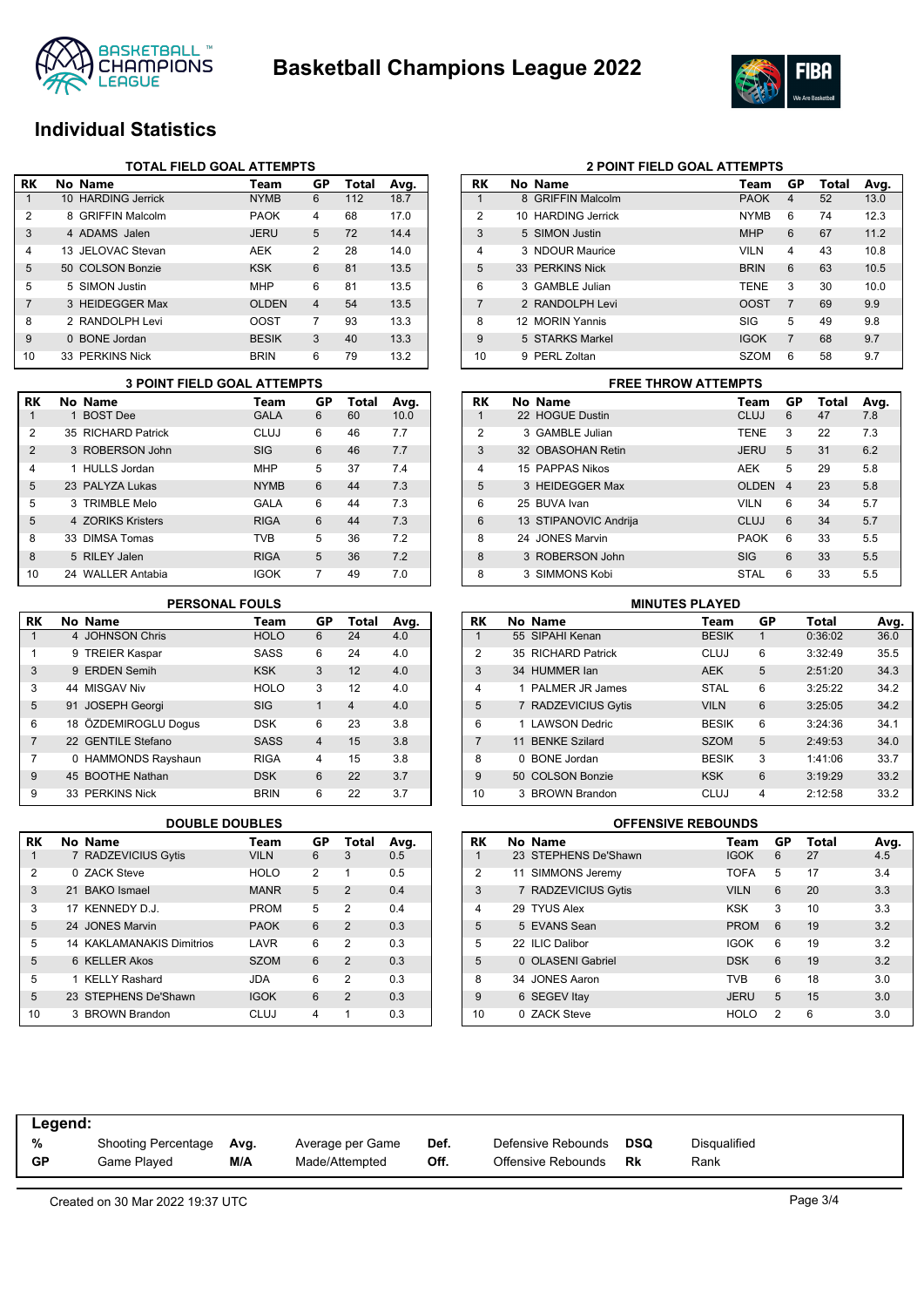# Basketball Champions League 2022

## Individual Statistics

### TOTAL FIELD GOAL ATTEMPTS

| RK | No | Name | Team | GP | Total | Avg. |
|---|---|---|---|---|---|---|
| 1 | 10 | HARDING Jerrick | NYMB | 6 | 112 | 18.7 |
| 2 | 8 | GRIFFIN Malcolm | PAOK | 4 | 68 | 17.0 |
| 3 | 4 | ADAMS Jalen | JERU | 5 | 72 | 14.4 |
| 4 | 13 | JELOVAC Stevan | AEK | 2 | 28 | 14.0 |
| 5 | 50 | COLSON Bonzie | KSK | 6 | 81 | 13.5 |
| 5 | 5 | SIMON Justin | MHP | 6 | 81 | 13.5 |
| 7 | 3 | HEIDEGGER Max | OLDEN | 4 | 54 | 13.5 |
| 8 | 2 | RANDOLPH Levi | OOST | 7 | 93 | 13.3 |
| 9 | 0 | BONE Jordan | BESIK | 3 | 40 | 13.3 |
| 10 | 33 | PERKINS Nick | BRIN | 6 | 79 | 13.2 |

### 2 POINT FIELD GOAL ATTEMPTS

| RK | No | Name | Team | GP | Total | Avg. |
|---|---|---|---|---|---|---|
| 1 | 8 | GRIFFIN Malcolm | PAOK | 4 | 52 | 13.0 |
| 2 | 10 | HARDING Jerrick | NYMB | 6 | 74 | 12.3 |
| 3 | 5 | SIMON Justin | MHP | 6 | 67 | 11.2 |
| 4 | 3 | NDOUR Maurice | VILN | 4 | 43 | 10.8 |
| 5 | 33 | PERKINS Nick | BRIN | 6 | 63 | 10.5 |
| 6 | 3 | GAMBLE Julian | TENE | 3 | 30 | 10.0 |
| 7 | 2 | RANDOLPH Levi | OOST | 7 | 69 | 9.9 |
| 8 | 12 | MORIN Yannis | SIG | 5 | 49 | 9.8 |
| 9 | 5 | STARKS Markel | IGOK | 7 | 68 | 9.7 |
| 10 | 9 | PERL Zoltan | SZOM | 6 | 58 | 9.7 |

### 3 POINT FIELD GOAL ATTEMPTS

| RK | No | Name | Team | GP | Total | Avg. |
|---|---|---|---|---|---|---|
| 1 | 1 | BOST Dee | GALA | 6 | 60 | 10.0 |
| 2 | 35 | RICHARD Patrick | CLUJ | 6 | 46 | 7.7 |
| 2 | 3 | ROBERSON John | SIG | 6 | 46 | 7.7 |
| 4 | 1 | HULLS Jordan | MHP | 5 | 37 | 7.4 |
| 5 | 23 | PALYZA Lukas | NYMB | 6 | 44 | 7.3 |
| 5 | 3 | TRIMBLE Melo | GALA | 6 | 44 | 7.3 |
| 5 | 4 | ZORIKS Kristers | RIGA | 6 | 44 | 7.3 |
| 8 | 33 | DIMSA Tomas | TVB | 5 | 36 | 7.2 |
| 8 | 5 | RILEY Jalen | RIGA | 5 | 36 | 7.2 |
| 10 | 24 | WALLER Antabia | IGOK | 7 | 49 | 7.0 |

### FREE THROW ATTEMPTS

| RK | No | Name | Team | GP | Total | Avg. |
|---|---|---|---|---|---|---|
| 1 | 22 | HOGUE Dustin | CLUJ | 6 | 47 | 7.8 |
| 2 | 3 | GAMBLE Julian | TENE | 3 | 22 | 7.3 |
| 3 | 32 | OBASOHAN Retin | JERU | 5 | 31 | 6.2 |
| 4 | 15 | PAPPAS Nikos | AEK | 5 | 29 | 5.8 |
| 5 | 3 | HEIDEGGER Max | OLDEN | 4 | 23 | 5.8 |
| 6 | 25 | BUVA Ivan | VILN | 6 | 34 | 5.7 |
| 6 | 13 | STIPANOVIC Andrija | CLUJ | 6 | 34 | 5.7 |
| 8 | 24 | JONES Marvin | PAOK | 6 | 33 | 5.5 |
| 8 | 3 | ROBERSON John | SIG | 6 | 33 | 5.5 |
| 8 | 3 | SIMMONS Kobi | STAL | 6 | 33 | 5.5 |

### PERSONAL FOULS

| RK | No | Name | Team | GP | Total | Avg. |
|---|---|---|---|---|---|---|
| 1 | 4 | JOHNSON Chris | HOLO | 6 | 24 | 4.0 |
| 1 | 9 | TREIER Kaspar | SASS | 6 | 24 | 4.0 |
| 3 | 9 | ERDEN Semih | KSK | 3 | 12 | 4.0 |
| 3 | 44 | MISGAV Niv | HOLO | 3 | 12 | 4.0 |
| 5 | 91 | JOSEPH Georgi | SIG | 1 | 4 | 4.0 |
| 6 | 18 | ÖZDEMIROGLU Dogus | DSK | 6 | 23 | 3.8 |
| 7 | 22 | GENTILE Stefano | SASS | 4 | 15 | 3.8 |
| 7 | 0 | HAMMONDS Rayshaun | RIGA | 4 | 15 | 3.8 |
| 9 | 45 | BOOTHE Nathan | DSK | 6 | 22 | 3.7 |
| 9 | 33 | PERKINS Nick | BRIN | 6 | 22 | 3.7 |

### MINUTES PLAYED

| RK | No | Name | Team | GP | Total | Avg. |
|---|---|---|---|---|---|---|
| 1 | 55 | SIPAHI Kenan | BESIK | 1 | 0:36:02 | 36.0 |
| 2 | 35 | RICHARD Patrick | CLUJ | 6 | 3:32:49 | 35.5 |
| 3 | 34 | HUMMER Ian | AEK | 5 | 2:51:20 | 34.3 |
| 4 | 1 | PALMER JR James | STAL | 6 | 3:25:22 | 34.2 |
| 5 | 7 | RADZEVICIUS Gytis | VILN | 6 | 3:25:05 | 34.2 |
| 6 | 1 | LAWSON Dedric | BESIK | 6 | 3:24:36 | 34.1 |
| 7 | 11 | BENKE Szilard | SZOM | 5 | 2:49:53 | 34.0 |
| 8 | 0 | BONE Jordan | BESIK | 3 | 1:41:06 | 33.7 |
| 9 | 50 | COLSON Bonzie | KSK | 6 | 3:19:29 | 33.2 |
| 10 | 3 | BROWN Brandon | CLUJ | 4 | 2:12:58 | 33.2 |

### DOUBLE DOUBLES

| RK | No | Name | Team | GP | Total | Avg. |
|---|---|---|---|---|---|---|
| 1 | 7 | RADZEVICIUS Gytis | VILN | 6 | 3 | 0.5 |
| 2 | 0 | ZACK Steve | HOLO | 2 | 1 | 0.5 |
| 3 | 21 | BAKO Ismael | MANR | 5 | 2 | 0.4 |
| 3 | 17 | KENNEDY D.J. | PROM | 5 | 2 | 0.4 |
| 5 | 24 | JONES Marvin | PAOK | 6 | 2 | 0.3 |
| 5 | 14 | KAKLAMANAKIS Dimitrios | LAVR | 6 | 2 | 0.3 |
| 5 | 6 | KELLER Akos | SZOM | 6 | 2 | 0.3 |
| 5 | 1 | KELLY Rashard | JDA | 6 | 2 | 0.3 |
| 5 | 23 | STEPHENS De'Shawn | IGOK | 6 | 2 | 0.3 |
| 10 | 3 | BROWN Brandon | CLUJ | 4 | 1 | 0.3 |

### OFFENSIVE REBOUNDS

| RK | No | Name | Team | GP | Total | Avg. |
|---|---|---|---|---|---|---|
| 1 | 23 | STEPHENS De'Shawn | IGOK | 6 | 27 | 4.5 |
| 2 | 11 | SIMMONS Jeremy | TOFA | 5 | 17 | 3.4 |
| 3 | 7 | RADZEVICIUS Gytis | VILN | 6 | 20 | 3.3 |
| 4 | 29 | TYUS Alex | KSK | 3 | 10 | 3.3 |
| 5 | 5 | EVANS Sean | PROM | 6 | 19 | 3.2 |
| 5 | 22 | ILIC Dalibor | IGOK | 6 | 19 | 3.2 |
| 5 | 0 | OLASENI Gabriel | DSK | 6 | 19 | 3.2 |
| 8 | 34 | JONES Aaron | TVB | 6 | 18 | 3.0 |
| 9 | 6 | SEGEV Itay | JERU | 5 | 15 | 3.0 |
| 10 | 0 | ZACK Steve | HOLO | 2 | 6 | 3.0 |

**Legend:**

| | | | | | | | |
|---|---|---|---|---|---|---|---|
| **%** | Shooting Percentage | **Avg.** | Average per Game | **Def.** | Defensive Rebounds | **DSQ** | Disqualified |
| **GP** | Game Played | **M/A** | Made/Attempted | **Off.** | Offensive Rebounds | **Rk** | Rank |

Created on 30 Mar 2022 19:37 UTC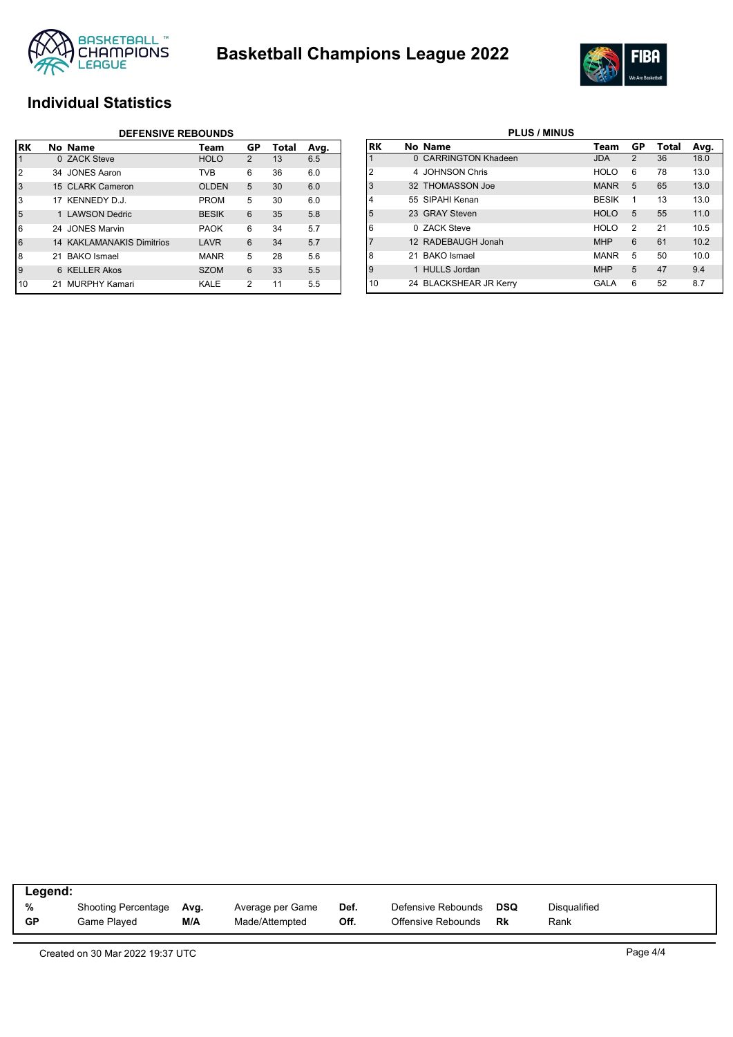# Basketball Champions League 2022

## Individual Statistics

**DEFENSIVE REBOUNDS**

| RK | No | Name | Team | GP | Total | Avg. |
|---|---|---|---|---|---|---|
| 1 | 0 | ZACK Steve | HOLO | 2 | 13 | 6.5 |
| 2 | 34 | JONES Aaron | TVB | 6 | 36 | 6.0 |
| 3 | 15 | CLARK Cameron | OLDEN | 5 | 30 | 6.0 |
| 3 | 17 | KENNEDY D.J. | PROM | 5 | 30 | 6.0 |
| 5 | 1 | LAWSON Dedric | BESIK | 6 | 35 | 5.8 |
| 6 | 24 | JONES Marvin | PAOK | 6 | 34 | 5.7 |
| 6 | 14 | KAKLAMANAKIS Dimitrios | LAVR | 6 | 34 | 5.7 |
| 8 | 21 | BAKO Ismael | MANR | 5 | 28 | 5.6 |
| 9 | 6 | KELLER Akos | SZOM | 6 | 33 | 5.5 |
| 10 | 21 | MURPHY Kamari | KALE | 2 | 11 | 5.5 |

**PLUS / MINUS**

| RK | No | Name | Team | GP | Total | Avg. |
|---|---|---|---|---|---|---|
| 1 | 0 | CARRINGTON Khadeen | JDA | 2 | 36 | 18.0 |
| 2 | 4 | JOHNSON Chris | HOLO | 6 | 78 | 13.0 |
| 3 | 32 | THOMASSON Joe | MANR | 5 | 65 | 13.0 |
| 4 | 55 | SIPAHI Kenan | BESIK | 1 | 13 | 13.0 |
| 5 | 23 | GRAY Steven | HOLO | 5 | 55 | 11.0 |
| 6 | 0 | ZACK Steve | HOLO | 2 | 21 | 10.5 |
| 7 | 12 | RADEBAUGH Jonah | MHP | 6 | 61 | 10.2 |
| 8 | 21 | BAKO Ismael | MANR | 5 | 50 | 10.0 |
| 9 | 1 | HULLS Jordan | MHP | 5 | 47 | 9.4 |
| 10 | 24 | BLACKSHEAR JR Kerry | GALA | 6 | 52 | 8.7 |

**Legend:**

| | | | | | | | |
|---|---|---|---|---|---|---|---|
| % | Shooting Percentage | Avg. | Average per Game | Def. | Defensive Rebounds | DSQ | Disqualified |
| GP | Game Played | M/A | Made/Attempted | Off. | Offensive Rebounds | Rk | Rank |

Created on 30 Mar 2022 19:37 UTC